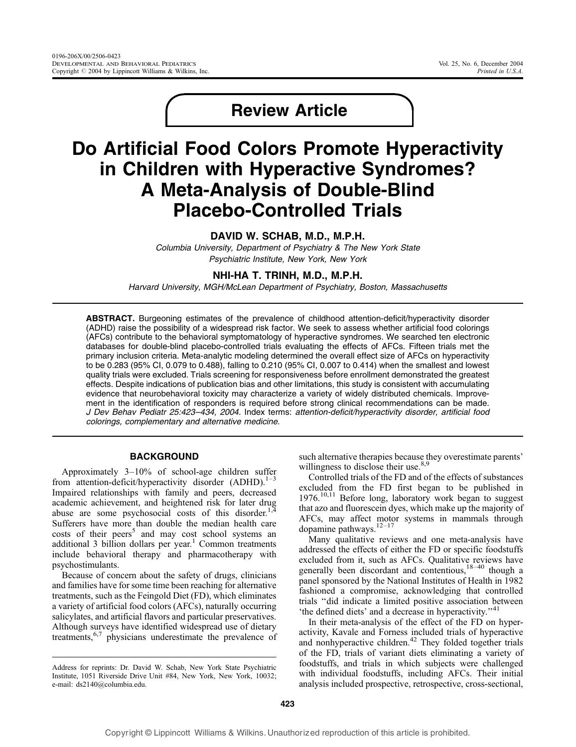Review Article

# Do Artificial Food Colors Promote Hyperactivity in Children with Hyperactive Syndromes? A Meta-Analysis of Double-Blind Placebo-Controlled Trials

**DAVID W. SCHAB, M.D., M.P.H.**

*Columbia University, Department of Psychiatry & The New York State Psychiatric Institute, New York, New York*

**NHI-HA T. TRINH, M.D., M.P.H.**

*Harvard University, MGH/McLean Department of Psychiatry, Boston, Massachusetts*

**ABSTRACT.** Burgeoning estimates of the prevalence of childhood attention-deficit/hyperactivity disorder (ADHD) raise the possibility of a widespread risk factor. We seek to assess whether artificial food colorings (AFCs) contribute to the behavioral symptomatology of hyperactive syndromes. We searched ten electronic databases for double-blind placebo-controlled trials evaluating the effects of AFCs. Fifteen trials met the primary inclusion criteria. Meta-analytic modeling determined the overall effect size of AFCs on hyperactivity to be 0.283 (95% CI, 0.079 to 0.488), falling to 0.210 (95% CI, 0.007 to 0.414) when the smallest and lowest quality trials were excluded. Trials screening for responsiveness before enrollment demonstrated the greatest effects. Despite indications of publication bias and other limitations, this study is consistent with accumulating evidence that neurobehavioral toxicity may characterize a variety of widely distributed chemicals. Improvement in the identification of responders is required before strong clinical recommendations can be made. *J Dev Behav Pediatr 25:423–434, 2004.* Index terms: *attention-deficit/hyperactivity disorder, artificial food colorings, complementary and alternative medicine.*

## BACKGROUND

Approximately 3–10% of school-age children suffer from attention-deficit/hyperactivity disorder (ADHD).[1–3] Impaired relationships with family and peers, decreased academic achievement, and heightened risk for later drug abuse are some psychosocial costs of this disorder.[1,4] Sufferers have more than double the median health care costs of their peers[5] and may cost school systems an additional 3 billion dollars per year.[1] Common treatments include behavioral therapy and pharmacotherapy with psychostimulants.

Because of concern about the safety of drugs, clinicians and families have for some time been reaching for alternative treatments, such as the Feingold Diet (FD), which eliminates a variety of artificial food colors (AFCs), naturally occurring salicylates, and artificial flavors and particular preservatives. Although surveys have identified widespread use of dietary treatments,[6,7] physicians underestimate the prevalence of such alternative therapies because they overestimate parents' willingness to disclose their use.[8,9]

Controlled trials of the FD and of the effects of substances excluded from the FD first began to be published in 1976.[10,11] Before long, laboratory work began to suggest that azo and fluorescein dyes, which make up the majority of AFCs, may affect motor systems in mammals through dopamine pathways.[12–17]

Many qualitative reviews and one meta-analysis have addressed the effects of either the FD or specific foodstuffs excluded from it, such as AFCs. Qualitative reviews have generally been discordant and contentious,[18–40] though a panel sponsored by the National Institutes of Health in 1982 fashioned a compromise, acknowledging that controlled trials "did indicate a limited positive association between 'the defined diets' and a decrease in hyperactivity."[41]

In their meta-analysis of the effect of the FD on hyperactivity, Kavale and Forness included trials of hyperactive and nonhyperactive children.[42] They folded together trials of the FD, trials of variant diets eliminating a variety of foodstuffs, and trials in which subjects were challenged with individual foodstuffs, including AFCs. Their initial analysis included prospective, retrospective, cross-sectional,

---

Address for reprints: Dr. David W. Schab, New York State Psychiatric Institute, 1051 Riverside Drive Unit #84, New York, New York, 10032; e-mail: ds2140@columbia.edu.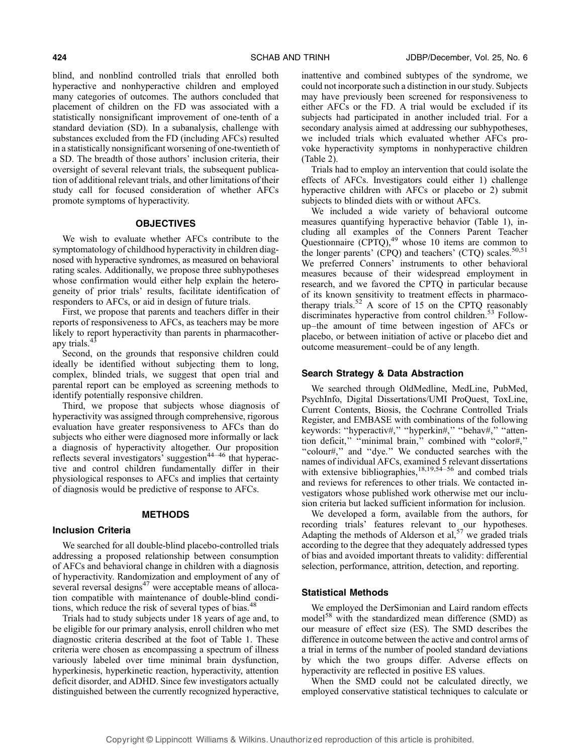blind, and nonblind controlled trials that enrolled both hyperactive and nonhyperactive children and employed many categories of outcomes. The authors concluded that placement of children on the FD was associated with a statistically nonsignificant improvement of one-tenth of a standard deviation (SD). In a subanalysis, challenge with substances excluded from the FD (including AFCs) resulted in a statistically nonsignificant worsening of one-twentieth of a SD. The breadth of those authors' inclusion criteria, their oversight of several relevant trials, the subsequent publication of additional relevant trials, and other limitations of their study call for focused consideration of whether AFCs promote symptoms of hyperactivity.

## OBJECTIVES

We wish to evaluate whether AFCs contribute to the symptomatology of childhood hyperactivity in children diagnosed with hyperactive syndromes, as measured on behavioral rating scales. Additionally, we propose three subhypotheses whose confirmation would either help explain the heterogeneity of prior trials' results, facilitate identification of responders to AFCs, or aid in design of future trials.

First, we propose that parents and teachers differ in their reports of responsiveness to AFCs, as teachers may be more likely to report hyperactivity than parents in pharmacotherapy trials.[43]

Second, on the grounds that responsive children could ideally be identified without subjecting them to long, complex, blinded trials, we suggest that open trial and parental report can be employed as screening methods to identify potentially responsive children.

Third, we propose that subjects whose diagnosis of hyperactivity was assigned through comprehensive, rigorous evaluation have greater responsiveness to AFCs than do subjects who either were diagnosed more informally or lack a diagnosis of hyperactivity altogether. Our proposition reflects several investigators' suggestion[44–46] that hyperactive and control children fundamentally differ in their physiological responses to AFCs and implies that certainty of diagnosis would be predictive of response to AFCs.

## METHODS

### Inclusion Criteria

We searched for all double-blind placebo-controlled trials addressing a proposed relationship between consumption of AFCs and behavioral change in children with a diagnosis of hyperactivity. Randomization and employment of any of several reversal designs[47] were acceptable means of allocation compatible with maintenance of double-blind conditions, which reduce the risk of several types of bias.[48]

Trials had to study subjects under 18 years of age and, to be eligible for our primary analysis, enroll children who met diagnostic criteria described at the foot of Table 1. These criteria were chosen as encompassing a spectrum of illness variously labeled over time minimal brain dysfunction, hyperkinesis, hyperkinetic reaction, hyperactivity, attention deficit disorder, and ADHD. Since few investigators actually distinguished between the currently recognized hyperactive, inattentive and combined subtypes of the syndrome, we could not incorporate such a distinction in our study. Subjects may have previously been screened for responsiveness to either AFCs or the FD. A trial would be excluded if its subjects had participated in another included trial. For a secondary analysis aimed at addressing our subhypotheses, we included trials which evaluated whether AFCs provoke hyperactivity symptoms in nonhyperactive children (Table 2).

Trials had to employ an intervention that could isolate the effects of AFCs. Investigators could either 1) challenge hyperactive children with AFCs or placebo or 2) submit subjects to blinded diets with or without AFCs.

We included a wide variety of behavioral outcome measures quantifying hyperactive behavior (Table 1), including all examples of the Conners Parent Teacher Questionnaire (CPTQ),[49] whose 10 items are common to the longer parents' (CPQ) and teachers' (CTQ) scales.[50,51] We preferred Conners' instruments to other behavioral measures because of their widespread employment in research, and we favored the CPTQ in particular because of its known sensitivity to treatment effects in pharmacotherapy trials.[52] A score of 15 on the CPTQ reasonably discriminates hyperactive from control children.[53] Follow-up–the amount of time between ingestion of AFCs or placebo, or between initiation of active or placebo diet and outcome measurement–could be of any length.

### Search Strategy & Data Abstraction

We searched through OldMedline, MedLine, PubMed, PsychInfo, Digital Dissertations/UMI ProQuest, ToxLine, Current Contents, Biosis, the Cochrane Controlled Trials Register, and EMBASE with combinations of the following keywords: "hyperactiv#," "hyperkin#," "behav#," "attention deficit," "minimal brain," combined with "color#," "colour#," and "dye." We conducted searches with the names of individual AFCs, examined 5 relevant dissertations with extensive bibliographies,[18,19,54–56] and combed trials and reviews for references to other trials. We contacted investigators whose published work otherwise met our inclusion criteria but lacked sufficient information for inclusion.

We developed a form, available from the authors, for recording trials' features relevant to our hypotheses. Adapting the methods of Alderson et al,[57] we graded trials according to the degree that they adequately addressed types of bias and avoided important threats to validity: differential selection, performance, attrition, detection, and reporting.

### Statistical Methods

We employed the DerSimonian and Laird random effects model[58] with the standardized mean difference (SMD) as our measure of effect size (ES). The SMD describes the difference in outcome between the active and control arms of a trial in terms of the number of pooled standard deviations by which the two groups differ. Adverse effects on hyperactivity are reflected in positive ES values.

When the SMD could not be calculated directly, we employed conservative statistical techniques to calculate or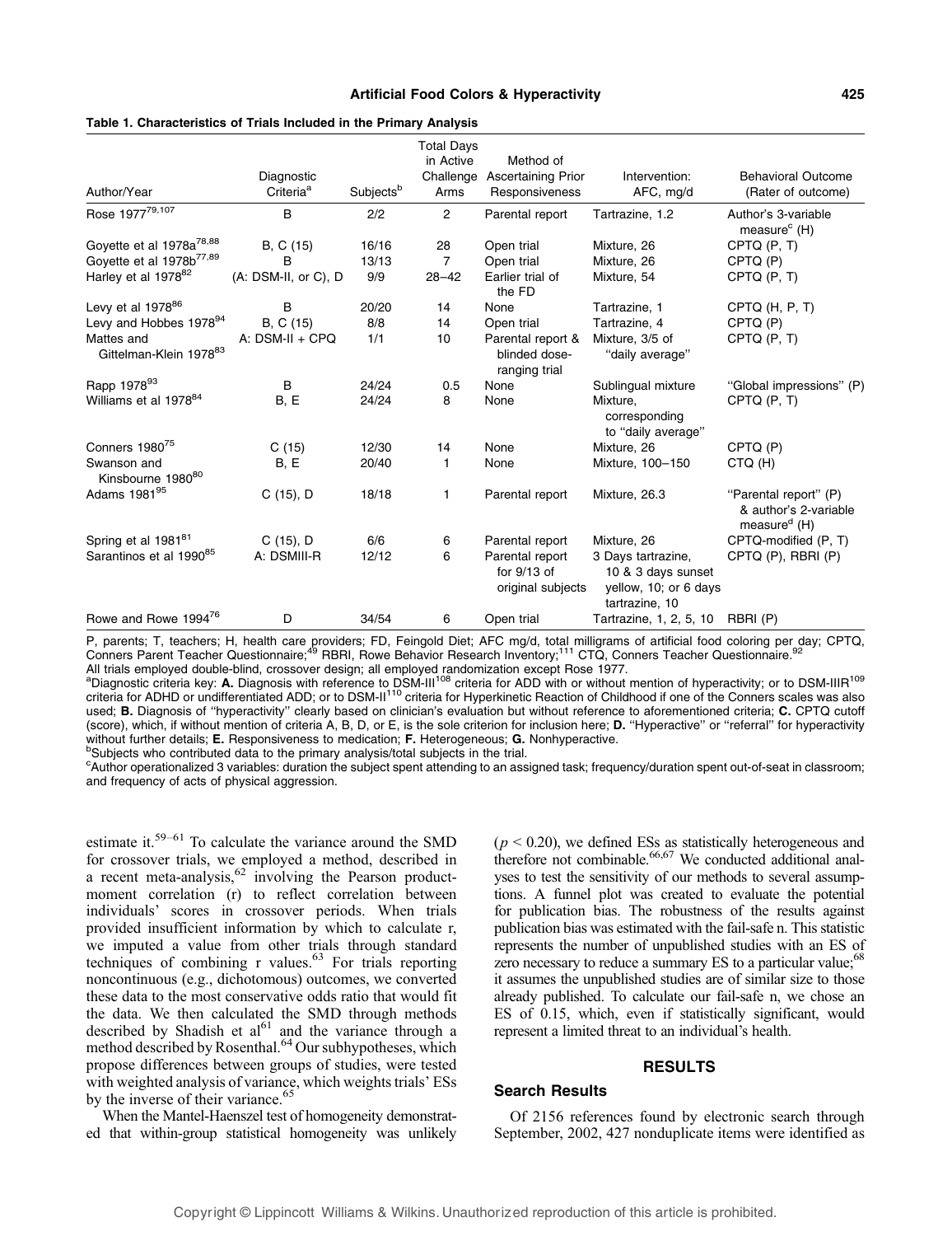**Table 1. Characteristics of Trials Included in the Primary Analysis**

| Author/Year | Diagnostic Criteria[a] | Subjects[b] | Total Days in Active Challenge Arms | Method of Ascertaining Prior Responsiveness | Intervention: AFC, mg/d | Behavioral Outcome (Rater of outcome) |
|---|---|---|---|---|---|---|
| Rose 1977[79,107] | B | 2/2 | 2 | Parental report | Tartrazine, 1.2 | Author's 3-variable measure[c] (H) |
| Goyette et al 1978a[78,88] | B, C (15) | 16/16 | 28 | Open trial | Mixture, 26 | CPTQ (P, T) |
| Goyette et al 1978b[77,89] | B | 13/13 | 7 | Open trial | Mixture, 26 | CPTQ (P) |
| Harley et al 1978[82] | (A: DSM-II, or C), D | 9/9 | 28–42 | Earlier trial of the FD | Mixture, 54 | CPTQ (P, T) |
| Levy et al 1978[86] | B | 20/20 | 14 | None | Tartrazine, 1 | CPTQ (H, P, T) |
| Levy and Hobbes 1978[94] | B, C (15) | 8/8 | 14 | Open trial | Tartrazine, 4 | CPTQ (P) |
| Mattes and Gittelman-Klein 1978[83] | A: DSM-II + CPQ | 1/1 | 10 | Parental report & blinded dose-ranging trial | Mixture, 3/5 of "daily average" | CPTQ (P, T) |
| Rapp 1978[93] | B | 24/24 | 0.5 | None | Sublingual mixture | "Global impressions" (P) |
| Williams et al 1978[84] | B, E | 24/24 | 8 | None | Mixture, corresponding to "daily average" | CPTQ (P, T) |
| Conners 1980[75] | C (15) | 12/30 | 14 | None | Mixture, 26 | CPTQ (P) |
| Swanson and Kinsbourne 1980[80] | B, E | 20/40 | 1 | None | Mixture, 100–150 | CTQ (H) |
| Adams 1981[95] | C (15), D | 18/18 | 1 | Parental report | Mixture, 26.3 | "Parental report" (P) & author's 2-variable measure[d] (H) |
| Spring et al 1981[81] | C (15), D | 6/6 | 6 | Parental report | Mixture, 26 | CPTQ-modified (P, T) |
| Sarantinos et al 1990[85] | A: DSMIII-R | 12/12 | 6 | Parental report for 9/13 of original subjects | 3 Days tartrazine, 10 & 3 days sunset yellow, 10; or 6 days tartrazine, 10 | CPTQ (P), RBRI (P) |
| Rowe and Rowe 1994[76] | D | 34/54 | 6 | Open trial | Tartrazine, 1, 2, 5, 10 | RBRI (P) |

P, parents; T, teachers; H, health care providers; FD, Feingold Diet; AFC mg/d, total milligrams of artificial food coloring per day; CPTQ, Conners Parent Teacher Questionnaire;[49] RBRI, Rowe Behavior Research Inventory;[111] CTQ, Conners Teacher Questionnaire.[92]
All trials employed double-blind, crossover design; all employed randomization except Rose 1977.
[a]Diagnostic criteria key: **A.** Diagnosis with reference to DSM-III[108] criteria for ADD with or without mention of hyperactivity; or to DSM-IIIR[109] criteria for ADHD or undifferentiated ADD; or to DSM-II[110] criteria for Hyperkinetic Reaction of Childhood if one of the Conners scales was also used; **B.** Diagnosis of "hyperactivity" clearly based on clinician's evaluation but without reference to aforementioned criteria; **C.** CPTQ cutoff (score), which, if without mention of criteria A, B, D, or E, is the sole criterion for inclusion here; **D.** "Hyperactive" or "referral" for hyperactivity without further details; **E.** Responsiveness to medication; **F.** Heterogeneous; **G.** Nonhyperactive.
[b]Subjects who contributed data to the primary analysis/total subjects in the trial.
[c]Author operationalized 3 variables: duration the subject spent attending to an assigned task; frequency/duration spent out-of-seat in classroom; and frequency of acts of physical aggression.

estimate it.[59–61] To calculate the variance around the SMD for crossover trials, we employed a method, described in a recent meta-analysis,[62] involving the Pearson product-moment correlation (r) to reflect correlation between individuals' scores in crossover periods. When trials provided insufficient information by which to calculate r, we imputed a value from other trials through standard techniques of combining r values.[63] For trials reporting noncontinuous (e.g., dichotomous) outcomes, we converted these data to the most conservative odds ratio that would fit the data. We then calculated the SMD through methods described by Shadish et al[61] and the variance through a method described by Rosenthal.[64] Our subhypotheses, which propose differences between groups of studies, were tested with weighted analysis of variance, which weights trials' ESs by the inverse of their variance.[65]

When the Mantel-Haenszel test of homogeneity demonstrated that within-group statistical homogeneity was unlikely ($p < 0.20$), we defined ESs as statistically heterogeneous and therefore not combinable.[66,67] We conducted additional analyses to test the sensitivity of our methods to several assumptions. A funnel plot was created to evaluate the potential for publication bias. The robustness of the results against publication bias was estimated with the fail-safe n. This statistic represents the number of unpublished studies with an ES of zero necessary to reduce a summary ES to a particular value;[68] it assumes the unpublished studies are of similar size to those already published. To calculate our fail-safe n, we chose an ES of 0.15, which, even if statistically significant, would represent a limited threat to an individual's health.

## RESULTS

### Search Results

Of 2156 references found by electronic search through September, 2002, 427 nonduplicate items were identified as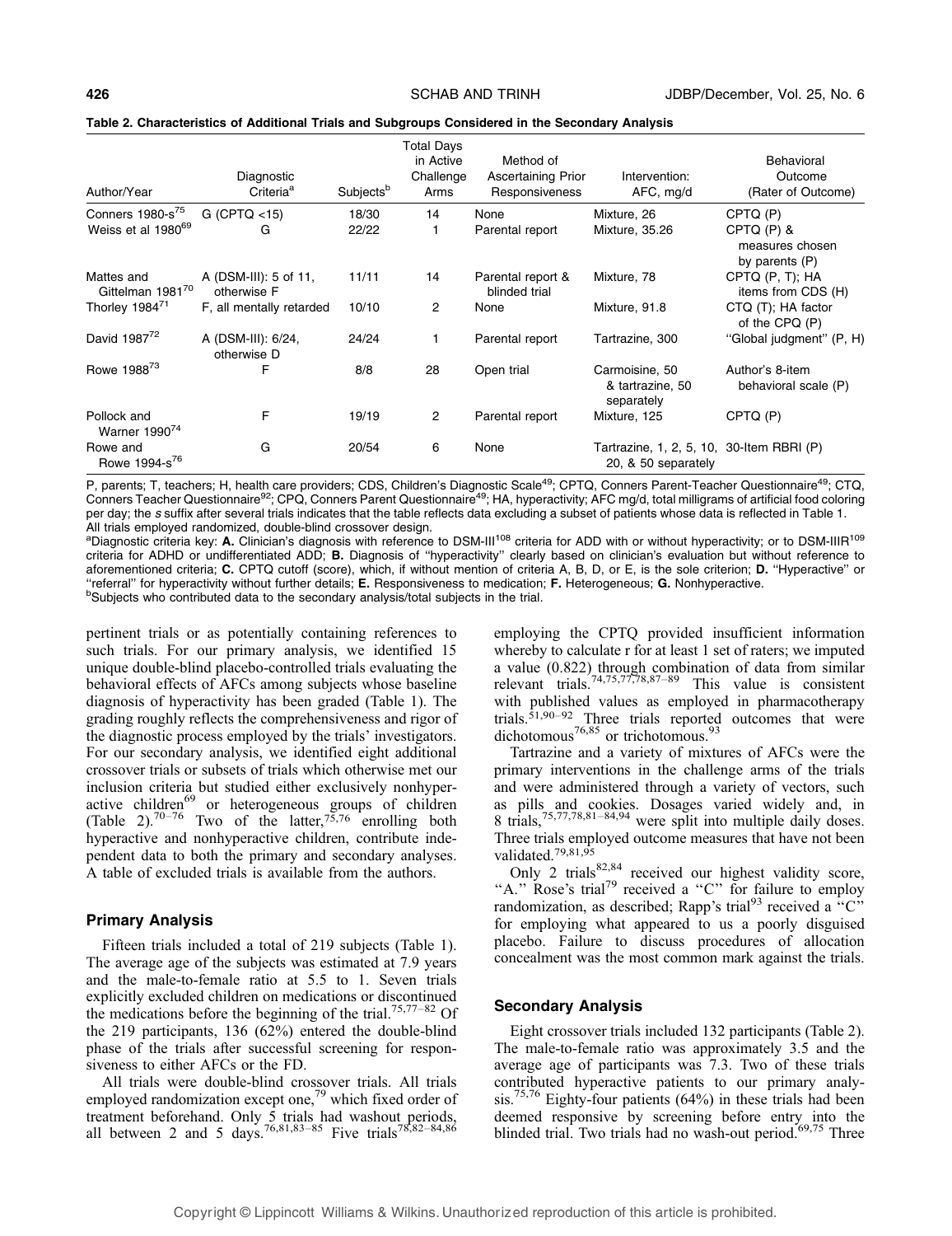**Table 2. Characteristics of Additional Trials and Subgroups Considered in the Secondary Analysis**

| Author/Year | Diagnostic Criteria[a] | Subjects[b] | Total Days in Active Challenge Arms | Method of Ascertaining Prior Responsiveness | Intervention: AFC, mg/d | Behavioral Outcome (Rater of Outcome) |
|---|---|---|---|---|---|---|
| Conners 1980-s[75] | G (CPTQ <15) | 18/30 | 14 | None | Mixture, 26 | CPTQ (P) |
| Weiss et al 1980[69] | G | 22/22 | 1 | Parental report | Mixture, 35.26 | CPTQ (P) & measures chosen by parents (P) |
| Mattes and Gittelman 1981[70] | A (DSM-III): 5 of 11, otherwise F | 11/11 | 14 | Parental report & blinded trial | Mixture, 78 | CPTQ (P, T); HA items from CDS (H) |
| Thorley 1984[71] | F, all mentally retarded | 10/10 | 2 | None | Mixture, 91.8 | CTQ (T); HA factor of the CPQ (P) |
| David 1987[72] | A (DSM-III): 6/24, otherwise D | 24/24 | 1 | Parental report | Tartrazine, 300 | "Global judgment" (P, H) |
| Rowe 1988[73] | F | 8/8 | 28 | Open trial | Carmoisine, 50 & tartrazine, 50 separately | Author's 8-item behavioral scale (P) |
| Pollock and Warner 1990[74] | F | 19/19 | 2 | Parental report | Mixture, 125 | CPTQ (P) |
| Rowe and Rowe 1994-s[76] | G | 20/54 | 6 | None | Tartrazine, 1, 2, 5, 10, 20, & 50 separately | 30-Item RBRI (P) |

P, parents; T, teachers; H, health care providers; CDS, Children's Diagnostic Scale[49]; CPTQ, Conners Parent-Teacher Questionnaire[49]; CTQ, Conners Teacher Questionnaire[92]; CPQ, Conners Parent Questionnaire[49]; HA, hyperactivity; AFC mg/d, total milligrams of artificial food coloring per day; the *s* suffix after several trials indicates that the table reflects data excluding a subset of patients whose data is reflected in Table 1.
All trials employed randomized, double-blind crossover design.
[a]Diagnostic criteria key: **A.** Clinician's diagnosis with reference to DSM-III[108] criteria for ADD with or without hyperactivity; or to DSM-IIIR[109] criteria for ADHD or undifferentiated ADD; **B.** Diagnosis of "hyperactivity" clearly based on clinician's evaluation but without reference to aforementioned criteria; **C.** CPTQ cutoff (score), which, if without mention of criteria A, B, D, or E, is the sole criterion; **D.** "Hyperactive" or "referral" for hyperactivity without further details; **E.** Responsiveness to medication; **F.** Heterogeneous; **G.** Nonhyperactive.
[b]Subjects who contributed data to the secondary analysis/total subjects in the trial.

pertinent trials or as potentially containing references to such trials. For our primary analysis, we identified 15 unique double-blind placebo-controlled trials evaluating the behavioral effects of AFCs among subjects whose baseline diagnosis of hyperactivity has been graded (Table 1). The grading roughly reflects the comprehensiveness and rigor of the diagnostic process employed by the trials' investigators. For our secondary analysis, we identified eight additional crossover trials or subsets of trials which otherwise met our inclusion criteria but studied either exclusively nonhyperactive children[69] or heterogeneous groups of children (Table 2).[70–76] Two of the latter,[75,76] enrolling both hyperactive and nonhyperactive children, contribute independent data to both the primary and secondary analyses. A table of excluded trials is available from the authors.

### Primary Analysis

Fifteen trials included a total of 219 subjects (Table 1). The average age of the subjects was estimated at 7.9 years and the male-to-female ratio at 5.5 to 1. Seven trials explicitly excluded children on medications or discontinued the medications before the beginning of the trial.[75,77–82] Of the 219 participants, 136 (62%) entered the double-blind phase of the trials after successful screening for responsiveness to either AFCs or the FD.

All trials were double-blind crossover trials. All trials employed randomization except one,[79] which fixed order of treatment beforehand. Only 5 trials had washout periods, all between 2 and 5 days.[76,81,83–85] Five trials[78,82–84,86] employing the CPTQ provided insufficient information whereby to calculate r for at least 1 set of raters; we imputed a value (0.822) through combination of data from similar relevant trials.[74,75,77,78,87–89] This value is consistent with published values as employed in pharmacotherapy trials.[51,90–92] Three trials reported outcomes that were dichotomous[76,85] or trichotomous.[93]

Tartrazine and a variety of mixtures of AFCs were the primary interventions in the challenge arms of the trials and were administered through a variety of vectors, such as pills and cookies. Dosages varied widely and, in 8 trials,[75,77,78,81–84,94] were split into multiple daily doses. Three trials employed outcome measures that have not been validated.[79,81,95]

Only 2 trials[82,84] received our highest validity score, "A." Rose's trial[79] received a "C" for failure to employ randomization, as described; Rapp's trial[93] received a "C" for employing what appeared to us a poorly disguised placebo. Failure to discuss procedures of allocation concealment was the most common mark against the trials.

### Secondary Analysis

Eight crossover trials included 132 participants (Table 2). The male-to-female ratio was approximately 3.5 and the average age of participants was 7.3. Two of these trials contributed hyperactive patients to our primary analysis.[75,76] Eighty-four patients (64%) in these trials had been deemed responsive by screening before entry into the blinded trial. Two trials had no wash-out period.[69,75] Three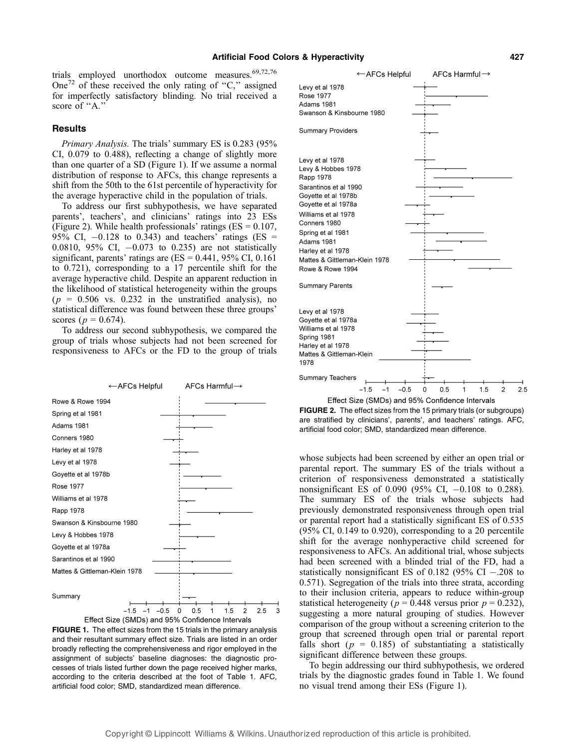trials employed unorthodox outcome measures.[69,72,76] One[72] of these received the only rating of "C," assigned for imperfectly satisfactory blinding. No trial received a score of "A."

## Results

*Primary Analysis.* The trials' summary ES is 0.283 (95% CI, 0.079 to 0.488), reflecting a change of slightly more than one quarter of a SD (Figure 1). If we assume a normal distribution of response to AFCs, this change represents a shift from the 50th to the 61st percentile of hyperactivity for the average hyperactive child in the population of trials.

To address our first subhypothesis, we have separated parents', teachers', and clinicians' ratings into 23 ESs (Figure 2). While health professionals' ratings (ES = 0.107, 95% CI, −0.128 to 0.343) and teachers' ratings (ES = 0.0810, 95% CI, −0.073 to 0.235) are not statistically significant, parents' ratings are (ES = 0.441, 95% CI, 0.161 to 0.721), corresponding to a 17 percentile shift for the average hyperactive child. Despite an apparent reduction in the likelihood of statistical heterogeneity within the groups ($p$ = 0.506 vs. 0.232 in the unstratified analysis), no statistical difference was found between these three groups' scores ($p$ = 0.674).

To address our second subhypothesis, we compared the group of trials whose subjects had not been screened for responsiveness to AFCs or the FD to the group of trials whose subjects had been screened by either an open trial or parental report. The summary ES of the trials without a criterion of responsiveness demonstrated a statistically nonsignificant ES of 0.090 (95% CI, −0.108 to 0.288). The summary ES of the trials whose subjects had previously demonstrated responsiveness through open trial or parental report had a statistically significant ES of 0.535 (95% CI, 0.149 to 0.920), corresponding to a 20 percentile shift for the average nonhyperactive child screened for responsiveness to AFCs. An additional trial, whose subjects had been screened with a blinded trial of the FD, had a statistically nonsignificant ES of 0.182 (95% CI −.208 to 0.571). Segregation of the trials into three strata, according to their inclusion criteria, appears to reduce within-group statistical heterogeneity ($p$ = 0.448 versus prior $p$ = 0.232), suggesting a more natural grouping of studies. However comparison of the group without a screening criterion to the group that screened through open trial or parental report falls short ($p$ = 0.185) of substantiating a statistically significant difference between these groups.

To begin addressing our third subhypothesis, we ordered trials by the diagnostic grades found in Table 1. We found no visual trend among their ESs (Figure 1).

**FIGURE 1.** The effect sizes from the 15 trials in the primary analysis and their resultant summary effect size. Trials are listed in an order broadly reflecting the comprehensiveness and rigor employed in the assignment of subjects' baseline diagnoses: the diagnostic processes of trials listed further down the page received higher marks, according to the criteria described at the foot of Table 1. AFC, artificial food color; SMD, standardized mean difference.

**FIGURE 2.** The effect sizes from the 15 primary trials (or subgroups) are stratified by clinicians', parents', and teachers' ratings. AFC, artificial food color; SMD, standardized mean difference.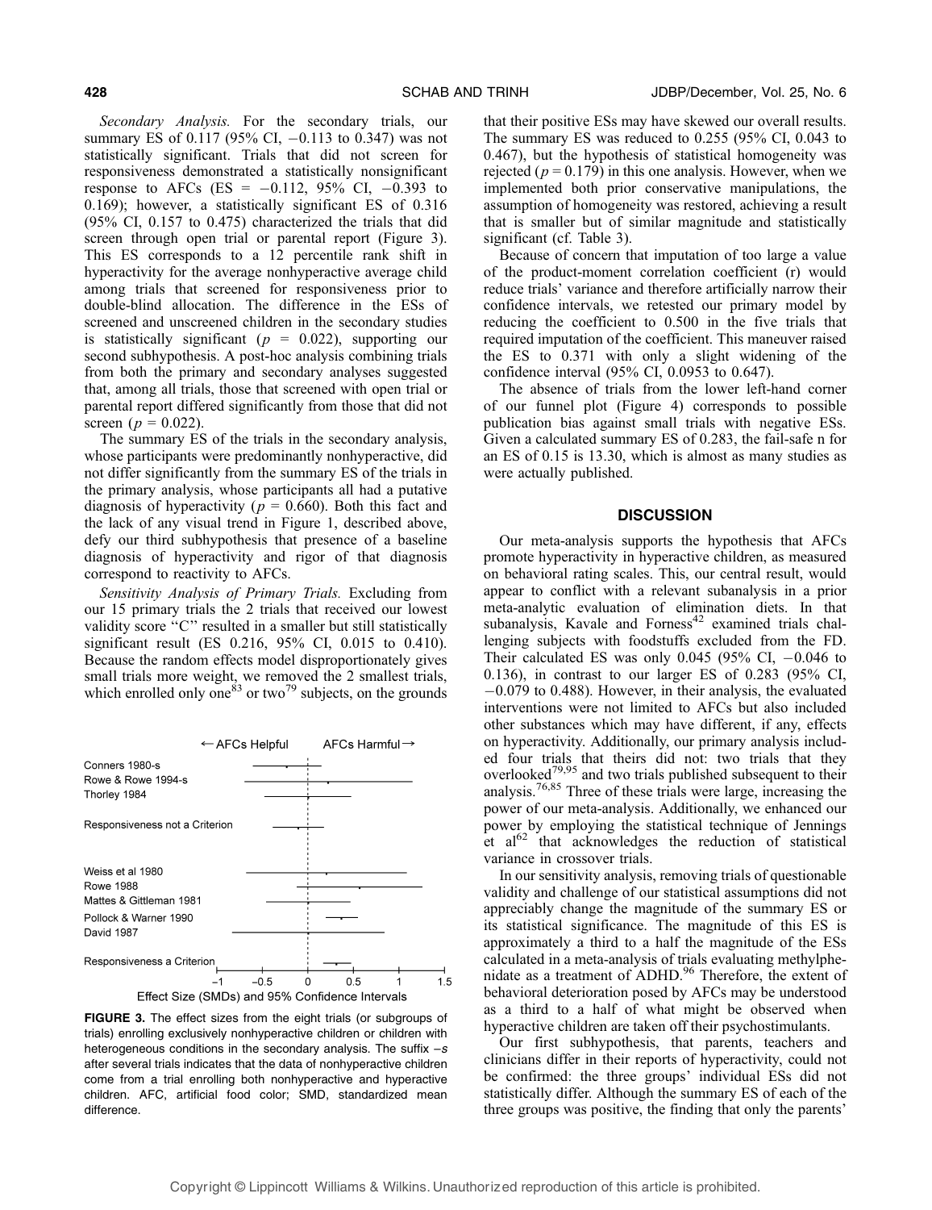*Secondary Analysis.* For the secondary trials, our summary ES of 0.117 (95% CI, −0.113 to 0.347) was not statistically significant. Trials that did not screen for responsiveness demonstrated a statistically nonsignificant response to AFCs (ES = −0.112, 95% CI, −0.393 to 0.169); however, a statistically significant ES of 0.316 (95% CI, 0.157 to 0.475) characterized the trials that did screen through open trial or parental report (Figure 3). This ES corresponds to a 12 percentile rank shift in hyperactivity for the average nonhyperactive average child among trials that screened for responsiveness prior to double-blind allocation. The difference in the ESs of screened and unscreened children in the secondary studies is statistically significant ($p$ = 0.022), supporting our second subhypothesis. A post-hoc analysis combining trials from both the primary and secondary analyses suggested that, among all trials, those that screened with open trial or parental report differed significantly from those that did not screen ($p$ = 0.022).

The summary ES of the trials in the secondary analysis, whose participants were predominantly nonhyperactive, did not differ significantly from the summary ES of the trials in the primary analysis, whose participants all had a putative diagnosis of hyperactivity ($p$ = 0.660). Both this fact and the lack of any visual trend in Figure 1, described above, defy our third subhypothesis that presence of a baseline diagnosis of hyperactivity and rigor of that diagnosis correspond to reactivity to AFCs.

*Sensitivity Analysis of Primary Trials.* Excluding from our 15 primary trials the 2 trials that received our lowest validity score "C" resulted in a smaller but still statistically significant result (ES 0.216, 95% CI, 0.015 to 0.410). Because the random effects model disproportionately gives small trials more weight, we removed the 2 smallest trials, which enrolled only one[83] or two[79] subjects, on the grounds that their positive ESs may have skewed our overall results. The summary ES was reduced to 0.255 (95% CI, 0.043 to 0.467), but the hypothesis of statistical homogeneity was rejected ($p$ = 0.179) in this one analysis. However, when we implemented both prior conservative manipulations, the assumption of homogeneity was restored, achieving a result that is smaller but of similar magnitude and statistically significant (cf. Table 3).

Because of concern that imputation of too large a value of the product-moment correlation coefficient (r) would reduce trials' variance and therefore artificially narrow their confidence intervals, we retested our primary model by reducing the coefficient to 0.500 in the five trials that required imputation of the coefficient. This maneuver raised the ES to 0.371 with only a slight widening of the confidence interval (95% CI, 0.0953 to 0.647).

The absence of trials from the lower left-hand corner of our funnel plot (Figure 4) corresponds to possible publication bias against small trials with negative ESs. Given a calculated summary ES of 0.283, the fail-safe n for an ES of 0.15 is 13.30, which is almost as many studies as were actually published.

**FIGURE 3.** The effect sizes from the eight trials (or subgroups of trials) enrolling exclusively nonhyperactive children or children with heterogeneous conditions in the secondary analysis. The suffix –s after several trials indicates that the data of nonhyperactive children come from a trial enrolling both nonhyperactive and hyperactive children. AFC, artificial food color; SMD, standardized mean difference.

## DISCUSSION

Our meta-analysis supports the hypothesis that AFCs promote hyperactivity in hyperactive children, as measured on behavioral rating scales. This, our central result, would appear to conflict with a relevant subanalysis in a prior meta-analytic evaluation of elimination diets. In that subanalysis, Kavale and Forness[42] examined trials challenging subjects with foodstuffs excluded from the FD. Their calculated ES was only 0.045 (95% CI, −0.046 to 0.136), in contrast to our larger ES of 0.283 (95% CI, −0.079 to 0.488). However, in their analysis, the evaluated interventions were not limited to AFCs but also included other substances which may have different, if any, effects on hyperactivity. Additionally, our primary analysis included four trials that theirs did not: two trials that they overlooked[79,95] and two trials published subsequent to their analysis.[76,85] Three of these trials were large, increasing the power of our meta-analysis. Additionally, we enhanced our power by employing the statistical technique of Jennings et al[62] that acknowledges the reduction of statistical variance in crossover trials.

In our sensitivity analysis, removing trials of questionable validity and challenge of our statistical assumptions did not appreciably change the magnitude of the summary ES or its statistical significance. The magnitude of this ES is approximately a third to a half the magnitude of the ESs calculated in a meta-analysis of trials evaluating methylphenidate as a treatment of ADHD.[96] Therefore, the extent of behavioral deterioration posed by AFCs may be understood as a third to a half of what might be observed when hyperactive children are taken off their psychostimulants.

Our first subhypothesis, that parents, teachers and clinicians differ in their reports of hyperactivity, could not be confirmed: the three groups' individual ESs did not statistically differ. Although the summary ES of each of the three groups was positive, the finding that only the parents'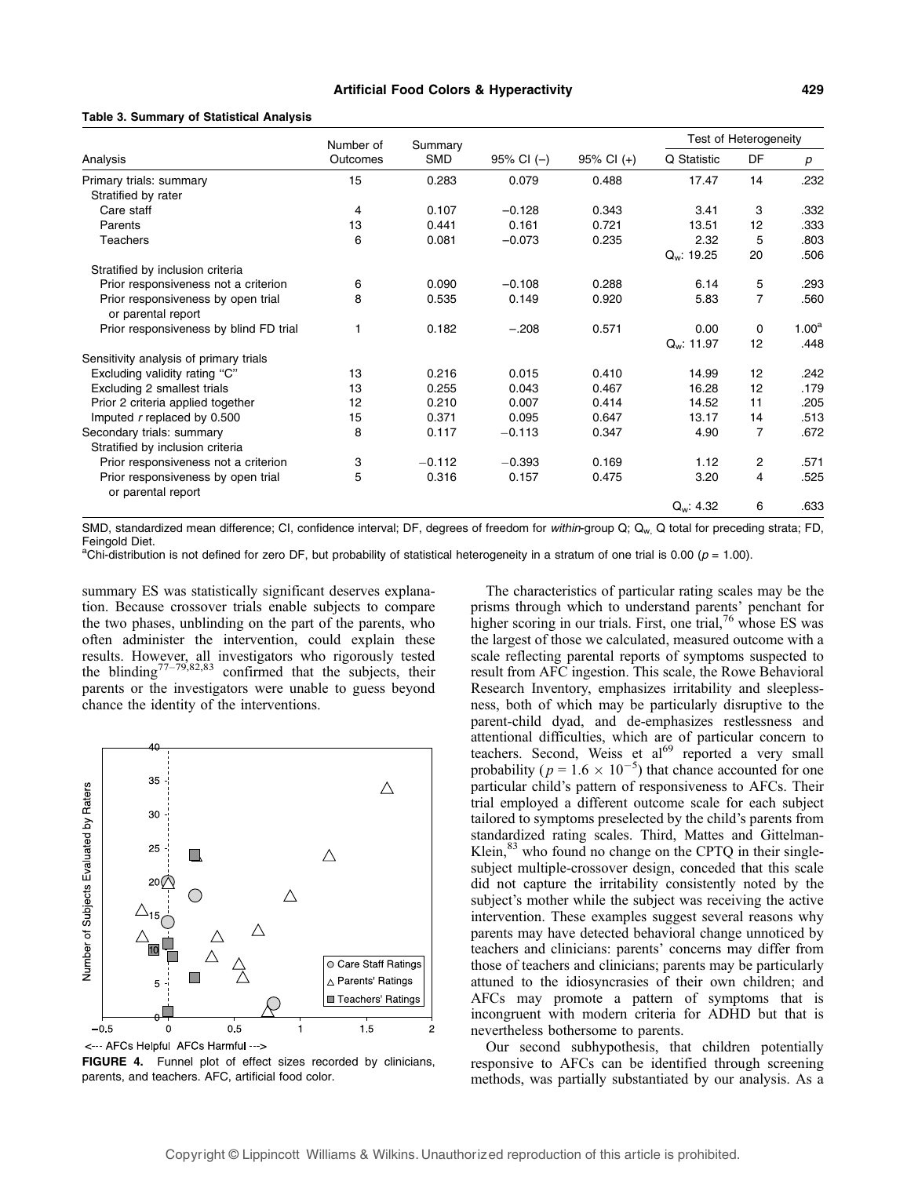**Table 3. Summary of Statistical Analysis**

| Analysis | Number of Outcomes | Summary SMD | 95% CI (−) | 95% CI (+) | Test of Heterogeneity | | |
|---|---|---|---|---|---|---|---|
| | | | | | Q Statistic | DF | p |
| Primary trials: summary | 15 | 0.283 | 0.079 | 0.488 | 17.47 | 14 | .232 |
| Stratified by rater | | | | | | | |
| Care staff | 4 | 0.107 | −0.128 | 0.343 | 3.41 | 3 | .332 |
| Parents | 13 | 0.441 | 0.161 | 0.721 | 13.51 | 12 | .333 |
| Teachers | 6 | 0.081 | −0.073 | 0.235 | 2.32 | 5 | .803 |
| | | | | | $Q_w$: 19.25 | 20 | .506 |
| Stratified by inclusion criteria | | | | | | | |
| Prior responsiveness not a criterion | 6 | 0.090 | −0.108 | 0.288 | 6.14 | 5 | .293 |
| Prior responsiveness by open trial or parental report | 8 | 0.535 | 0.149 | 0.920 | 5.83 | 7 | .560 |
| Prior responsiveness by blind FD trial | 1 | 0.182 | −.208 | 0.571 | 0.00 | 0 | 1.00[a] |
| | | | | | $Q_w$: 11.97 | 12 | .448 |
| Sensitivity analysis of primary trials | | | | | | | |
| Excluding validity rating "C" | 13 | 0.216 | 0.015 | 0.410 | 14.99 | 12 | .242 |
| Excluding 2 smallest trials | 13 | 0.255 | 0.043 | 0.467 | 16.28 | 12 | .179 |
| Prior 2 criteria applied together | 12 | 0.210 | 0.007 | 0.414 | 14.52 | 11 | .205 |
| Imputed r replaced by 0.500 | 15 | 0.371 | 0.095 | 0.647 | 13.17 | 14 | .513 |
| Secondary trials: summary | 8 | 0.117 | −0.113 | 0.347 | 4.90 | 7 | .672 |
| Stratified by inclusion criteria | | | | | | | |
| Prior responsiveness not a criterion | 3 | −0.112 | −0.393 | 0.169 | 1.12 | 2 | .571 |
| Prior responsiveness by open trial or parental report | 5 | 0.316 | 0.157 | 0.475 | 3.20 | 4 | .525 |
| | | | | | $Q_w$: 4.32 | 6 | .633 |

SMD, standardized mean difference; CI, confidence interval; DF, degrees of freedom for *within*-group Q; $Q_w$, Q total for preceding strata; FD, Feingold Diet.

[a]Chi-distribution is not defined for zero DF, but probability of statistical heterogeneity in a stratum of one trial is 0.00 ($p = 1.00$).

summary ES was statistically significant deserves explanation. Because crossover trials enable subjects to compare the two phases, unblinding on the part of the parents, who often administer the intervention, could explain these results. However, all investigators who rigorously tested the blinding[77–79,82,83] confirmed that the subjects, their parents or the investigators were unable to guess beyond chance the identity of the interventions.

**FIGURE 4.** Funnel plot of effect sizes recorded by clinicians, parents, and teachers. AFC, artificial food color.

The characteristics of particular rating scales may be the prisms through which to understand parents' penchant for higher scoring in our trials. First, one trial,[76] whose ES was the largest of those we calculated, measured outcome with a scale reflecting parental reports of symptoms suspected to result from AFC ingestion. This scale, the Rowe Behavioral Research Inventory, emphasizes irritability and sleeplessness, both of which may be particularly disruptive to the parent-child dyad, and de-emphasizes restlessness and attentional difficulties, which are of particular concern to teachers. Second, Weiss et al[69] reported a very small probability ($p = 1.6 \times 10^{-5}$) that chance accounted for one particular child's pattern of responsiveness to AFCs. Their trial employed a different outcome scale for each subject tailored to symptoms preselected by the child's parents from standardized rating scales. Third, Mattes and Gittelman-Klein,[83] who found no change on the CPTQ in their single-subject multiple-crossover design, conceded that this scale did not capture the irritability consistently noted by the subject's mother while the subject was receiving the active intervention. These examples suggest several reasons why parents may have detected behavioral change unnoticed by teachers and clinicians: parents' concerns may differ from those of teachers and clinicians; parents may be particularly attuned to the idiosyncrasies of their own children; and AFCs may promote a pattern of symptoms that is incongruent with modern criteria for ADHD but that is nevertheless bothersome to parents.

Our second subhypothesis, that children potentially responsive to AFCs can be identified through screening methods, was partially substantiated by our analysis. As a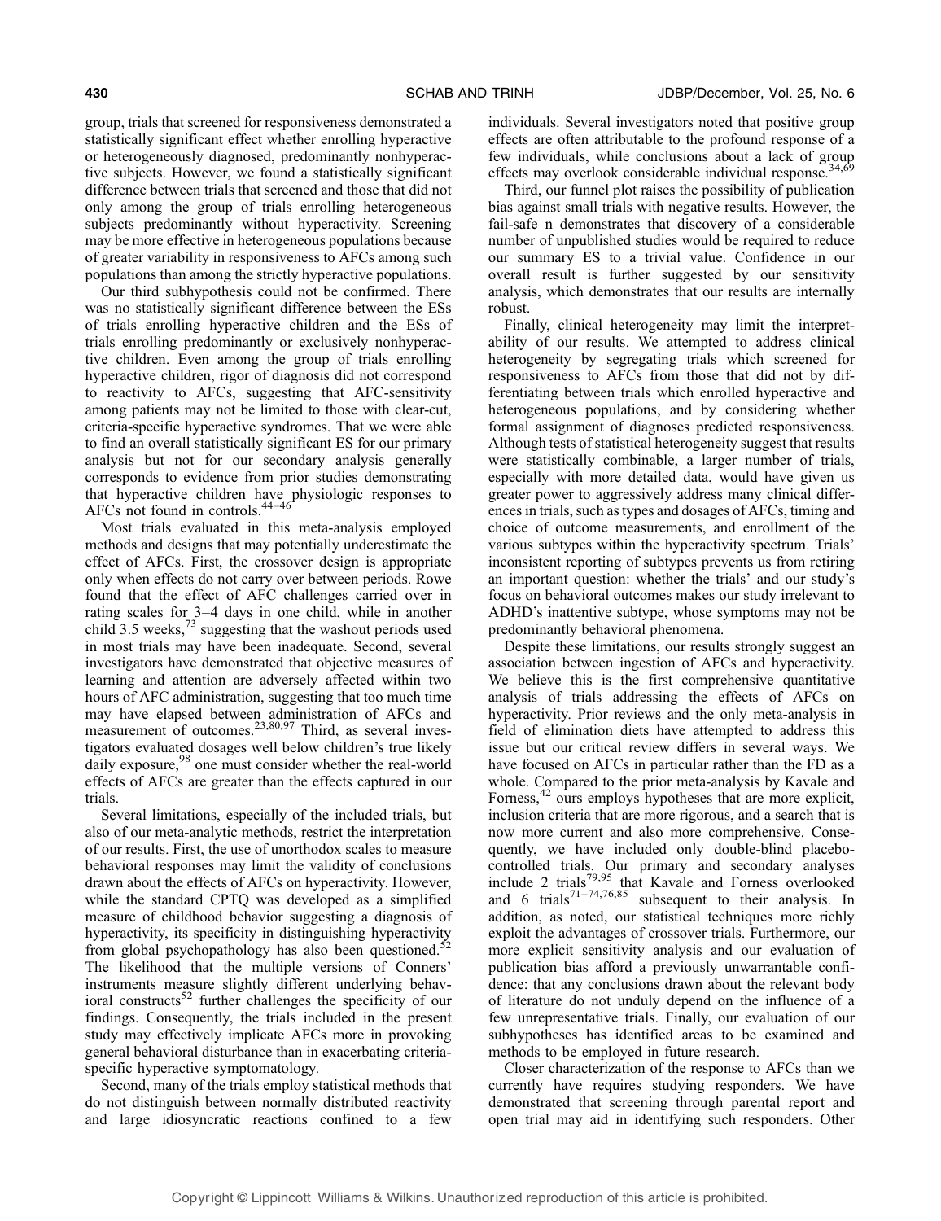group, trials that screened for responsiveness demonstrated a statistically significant effect whether enrolling hyperactive or heterogeneously diagnosed, predominantly nonhyperactive subjects. However, we found a statistically significant difference between trials that screened and those that did not only among the group of trials enrolling heterogeneous subjects predominantly without hyperactivity. Screening may be more effective in heterogeneous populations because of greater variability in responsiveness to AFCs among such populations than among the strictly hyperactive populations.

Our third subhypothesis could not be confirmed. There was no statistically significant difference between the ESs of trials enrolling hyperactive children and the ESs of trials enrolling predominantly or exclusively nonhyperactive children. Even among the group of trials enrolling hyperactive children, rigor of diagnosis did not correspond to reactivity to AFCs, suggesting that AFC-sensitivity among patients may not be limited to those with clear-cut, criteria-specific hyperactive syndromes. That we were able to find an overall statistically significant ES for our primary analysis but not for our secondary analysis generally corresponds to evidence from prior studies demonstrating that hyperactive children have physiologic responses to AFCs not found in controls.[44–46]

Most trials evaluated in this meta-analysis employed methods and designs that may potentially underestimate the effect of AFCs. First, the crossover design is appropriate only when effects do not carry over between periods. Rowe found that the effect of AFC challenges carried over in rating scales for 3–4 days in one child, while in another child 3.5 weeks,[73] suggesting that the washout periods used in most trials may have been inadequate. Second, several investigators have demonstrated that objective measures of learning and attention are adversely affected within two hours of AFC administration, suggesting that too much time may have elapsed between administration of AFCs and measurement of outcomes.[23,80,97] Third, as several investigators evaluated dosages well below children's true likely daily exposure,[98] one must consider whether the real-world effects of AFCs are greater than the effects captured in our trials.

Several limitations, especially of the included trials, but also of our meta-analytic methods, restrict the interpretation of our results. First, the use of unorthodox scales to measure behavioral responses may limit the validity of conclusions drawn about the effects of AFCs on hyperactivity. However, while the standard CPTQ was developed as a simplified measure of childhood behavior suggesting a diagnosis of hyperactivity, its specificity in distinguishing hyperactivity from global psychopathology has also been questioned.[52] The likelihood that the multiple versions of Conners' instruments measure slightly different underlying behavioral constructs[52] further challenges the specificity of our findings. Consequently, the trials included in the present study may effectively implicate AFCs more in provoking general behavioral disturbance than in exacerbating criteria-specific hyperactive symptomatology.

Second, many of the trials employ statistical methods that do not distinguish between normally distributed reactivity and large idiosyncratic reactions confined to a few individuals. Several investigators noted that positive group effects are often attributable to the profound response of a few individuals, while conclusions about a lack of group effects may overlook considerable individual response.[34,69]

Third, our funnel plot raises the possibility of publication bias against small trials with negative results. However, the fail-safe n demonstrates that discovery of a considerable number of unpublished studies would be required to reduce our summary ES to a trivial value. Confidence in our overall result is further suggested by our sensitivity analysis, which demonstrates that our results are internally robust.

Finally, clinical heterogeneity may limit the interpretability of our results. We attempted to address clinical heterogeneity by segregating trials which screened for responsiveness to AFCs from those that did not by differentiating between trials which enrolled hyperactive and heterogeneous populations, and by considering whether formal assignment of diagnoses predicted responsiveness. Although tests of statistical heterogeneity suggest that results were statistically combinable, a larger number of trials, especially with more detailed data, would have given us greater power to aggressively address many clinical differences in trials, such as types and dosages of AFCs, timing and choice of outcome measurements, and enrollment of the various subtypes within the hyperactivity spectrum. Trials' inconsistent reporting of subtypes prevents us from retiring an important question: whether the trials' and our study's focus on behavioral outcomes makes our study irrelevant to ADHD's inattentive subtype, whose symptoms may not be predominantly behavioral phenomena.

Despite these limitations, our results strongly suggest an association between ingestion of AFCs and hyperactivity. We believe this is the first comprehensive quantitative analysis of trials addressing the effects of AFCs on hyperactivity. Prior reviews and the only meta-analysis in field of elimination diets have attempted to address this issue but our critical review differs in several ways. We have focused on AFCs in particular rather than the FD as a whole. Compared to the prior meta-analysis by Kavale and Forness,[42] ours employs hypotheses that are more explicit, inclusion criteria that are more rigorous, and a search that is now more current and also more comprehensive. Consequently, we have included only double-blind placebo-controlled trials. Our primary and secondary analyses include 2 trials[79,95] that Kavale and Forness overlooked and 6 trials[71–74,76,85] subsequent to their analysis. In addition, as noted, our statistical techniques more richly exploit the advantages of crossover trials. Furthermore, our more explicit sensitivity analysis and our evaluation of publication bias afford a previously unwarrantable confidence: that any conclusions drawn about the relevant body of literature do not unduly depend on the influence of a few unrepresentative trials. Finally, our evaluation of our subhypotheses has identified areas to be examined and methods to be employed in future research.

Closer characterization of the response to AFCs than we currently have requires studying responders. We have demonstrated that screening through parental report and open trial may aid in identifying such responders. Other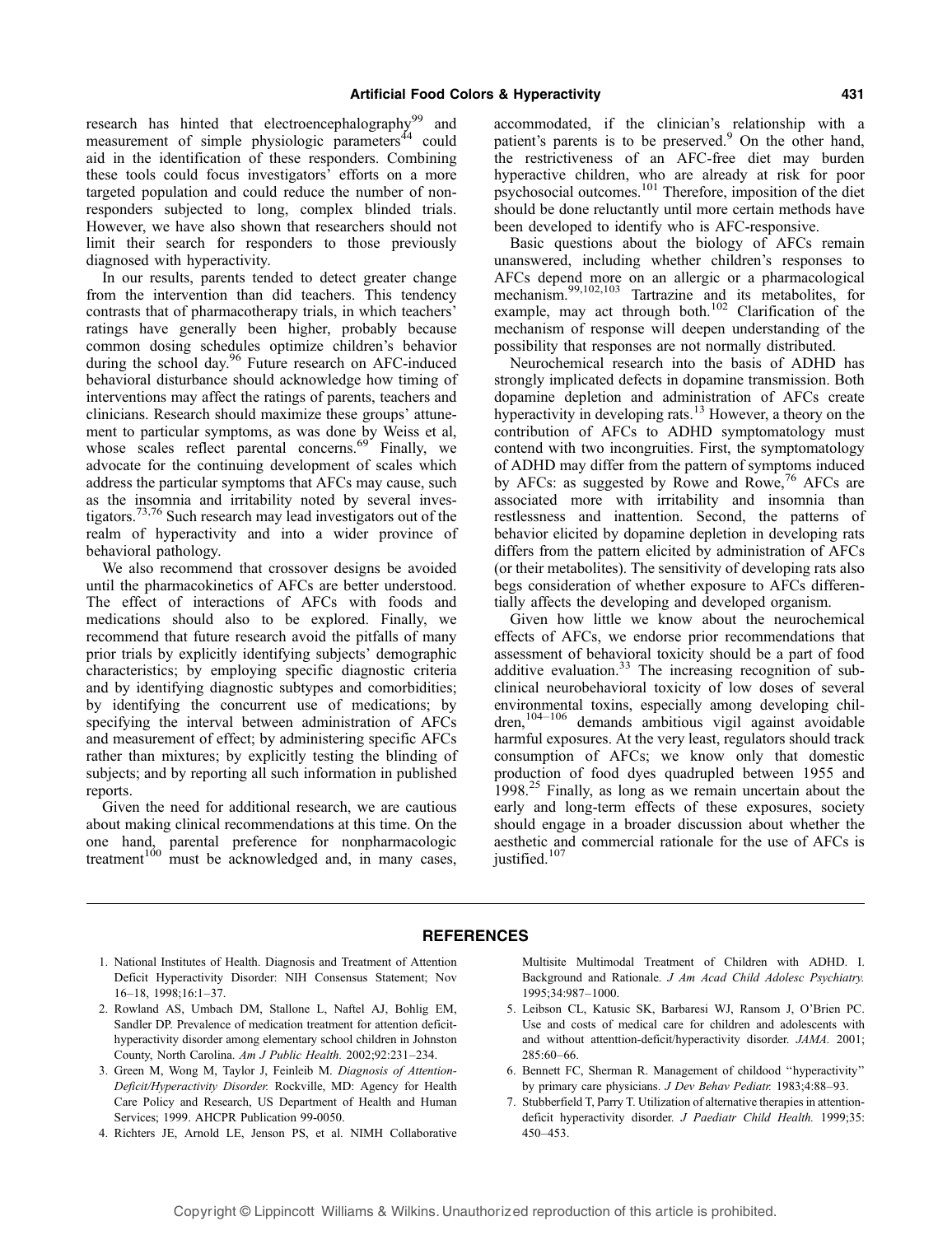research has hinted that electroencephalography[99] and measurement of simple physiologic parameters[44] could aid in the identification of these responders. Combining these tools could focus investigators' efforts on a more targeted population and could reduce the number of non-responders subjected to long, complex blinded trials. However, we have also shown that researchers should not limit their search for responders to those previously diagnosed with hyperactivity.

In our results, parents tended to detect greater change from the intervention than did teachers. This tendency contrasts that of pharmacotherapy trials, in which teachers' ratings have generally been higher, probably because common dosing schedules optimize children's behavior during the school day.[96] Future research on AFC-induced behavioral disturbance should acknowledge how timing of interventions may affect the ratings of parents, teachers and clinicians. Research should maximize these groups' attunement to particular symptoms, as was done by Weiss et al, whose scales reflect parental concerns.[69] Finally, we advocate for the continuing development of scales which address the particular symptoms that AFCs may cause, such as the insomnia and irritability noted by several investigators.[73,76] Such research may lead investigators out of the realm of hyperactivity and into a wider province of behavioral pathology.

We also recommend that crossover designs be avoided until the pharmacokinetics of AFCs are better understood. The effect of interactions of AFCs with foods and medications should also to be explored. Finally, we recommend that future research avoid the pitfalls of many prior trials by explicitly identifying subjects' demographic characteristics; by employing specific diagnostic criteria and by identifying diagnostic subtypes and comorbidities; by identifying the concurrent use of medications; by specifying the interval between administration of AFCs and measurement of effect; by administering specific AFCs rather than mixtures; by explicitly testing the blinding of subjects; and by reporting all such information in published reports.

Given the need for additional research, we are cautious about making clinical recommendations at this time. On the one hand, parental preference for nonpharmacologic treatment[100] must be acknowledged and, in many cases, accommodated, if the clinician's relationship with a patient's parents is to be preserved.[9] On the other hand, the restrictiveness of an AFC-free diet may burden hyperactive children, who are already at risk for poor psychosocial outcomes.[101] Therefore, imposition of the diet should be done reluctantly until more certain methods have been developed to identify who is AFC-responsive.

Basic questions about the biology of AFCs remain unanswered, including whether children's responses to AFCs depend more on an allergic or a pharmacological mechanism.[99,102,103] Tartrazine and its metabolites, for example, may act through both.[102] Clarification of the mechanism of response will deepen understanding of the possibility that responses are not normally distributed.

Neurochemical research into the basis of ADHD has strongly implicated defects in dopamine transmission. Both dopamine depletion and administration of AFCs create hyperactivity in developing rats.[13] However, a theory on the contribution of AFCs to ADHD symptomatology must contend with two incongruities. First, the symptomatology of ADHD may differ from the pattern of symptoms induced by AFCs: as suggested by Rowe and Rowe,[76] AFCs are associated more with irritability and insomnia than restlessness and inattention. Second, the patterns of behavior elicited by dopamine depletion in developing rats differs from the pattern elicited by administration of AFCs (or their metabolites). The sensitivity of developing rats also begs consideration of whether exposure to AFCs differentially affects the developing and developed organism.

Given how little we know about the neurochemical effects of AFCs, we endorse prior recommendations that assessment of behavioral toxicity should be a part of food additive evaluation.[33] The increasing recognition of subclinical neurobehavioral toxicity of low doses of several environmental toxins, especially among developing children,[104–106] demands ambitious vigil against avoidable harmful exposures. At the very least, regulators should track consumption of AFCs; we know only that domestic production of food dyes quadrupled between 1955 and 1998.[25] Finally, as long as we remain uncertain about the early and long-term effects of these exposures, society should engage in a broader discussion about whether the aesthetic and commercial rationale for the use of AFCs is justified.[107]

## REFERENCES

1. National Institutes of Health. Diagnosis and Treatment of Attention Deficit Hyperactivity Disorder: NIH Consensus Statement; Nov 16–18, 1998;16:1–37.
2. Rowland AS, Umbach DM, Stallone L, Naftel AJ, Bohlig EM, Sandler DP. Prevalence of medication treatment for attention deficit-hyperactivity disorder among elementary school children in Johnston County, North Carolina. *Am J Public Health.* 2002;92:231–234.
3. Green M, Wong M, Taylor J, Feinleib M. *Diagnosis of Attention-Deficit/Hyperactivity Disorder.* Rockville, MD: Agency for Health Care Policy and Research, US Department of Health and Human Services; 1999. AHCPR Publication 99-0050.
4. Richters JE, Arnold LE, Jenson PS, et al. NIMH Collaborative Multisite Multimodal Treatment of Children with ADHD. I. Background and Rationale. *J Am Acad Child Adolesc Psychiatry.* 1995;34:987–1000.
5. Leibson CL, Katusic SK, Barbaresi WJ, Ransom J, O'Brien PC. Use and costs of medical care for children and adolescents with and without attenttion-deficit/hyperactivity disorder. *JAMA.* 2001; 285:60–66.
6. Bennett FC, Sherman R. Management of childood "hyperactivity" by primary care physicians. *J Dev Behav Pediatr.* 1983;4:88–93.
7. Stubberfield T, Parry T. Utilization of alternative therapies in attention-deficit hyperactivity disorder. *J Paediatr Child Health.* 1999;35: 450–453.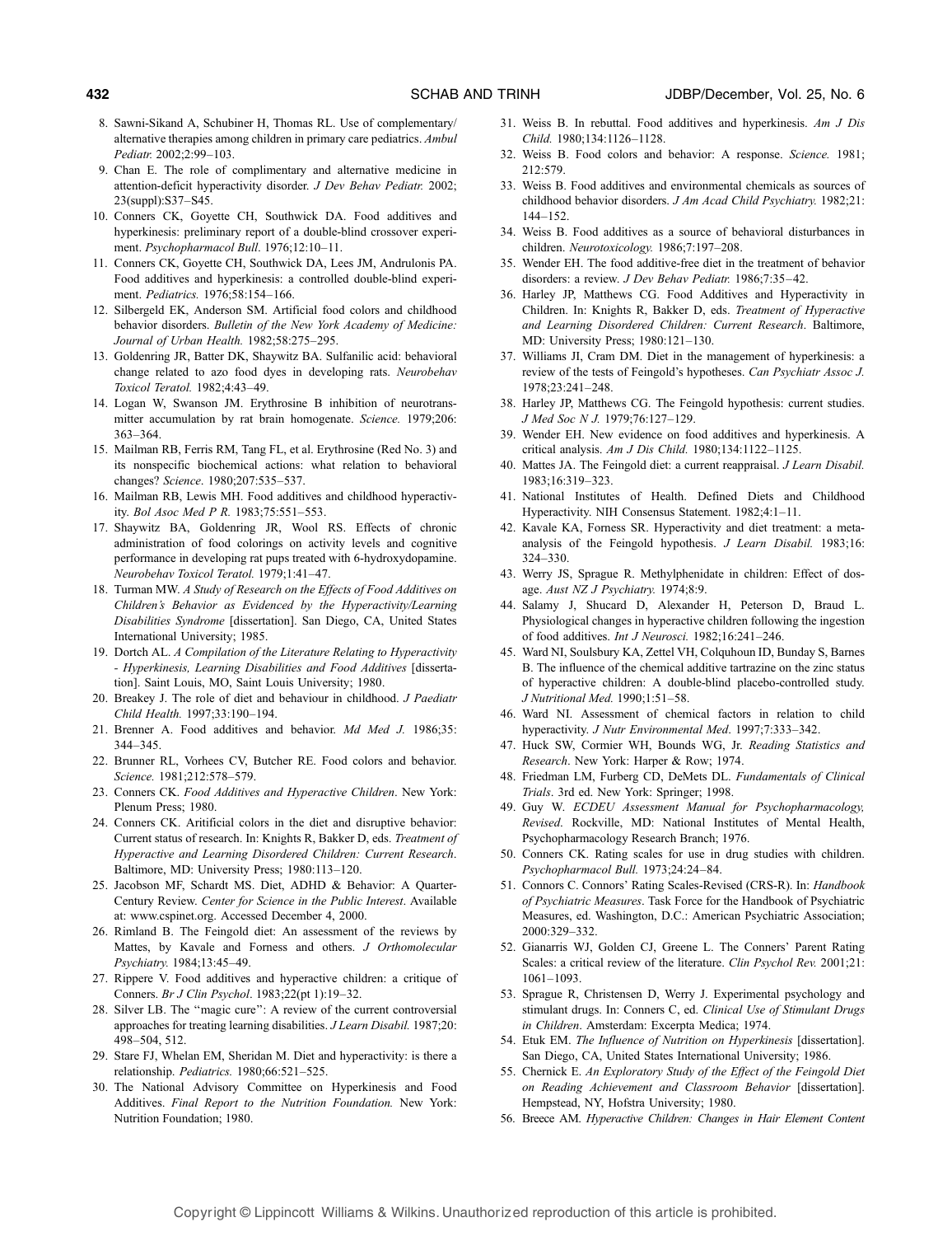8. Sawni-Sikand A, Schubiner H, Thomas RL. Use of complementary/alternative therapies among children in primary care pediatrics. *Ambul Pediatr.* 2002;2:99–103.
9. Chan E. The role of complimentary and alternative medicine in attention-deficit hyperactivity disorder. *J Dev Behav Pediatr.* 2002; 23(suppl):S37–S45.
10. Conners CK, Goyette CH, Southwick DA. Food additives and hyperkinesis: preliminary report of a double-blind crossover experiment. *Psychopharmacol Bull*. 1976;12:10–11.
11. Conners CK, Goyette CH, Southwick DA, Lees JM, Andrulonis PA. Food additives and hyperkinesis: a controlled double-blind experiment. *Pediatrics.* 1976;58:154–166.
12. Silbergeld EK, Anderson SM. Artificial food colors and childhood behavior disorders. *Bulletin of the New York Academy of Medicine: Journal of Urban Health.* 1982;58:275–295.
13. Goldenring JR, Batter DK, Shaywitz BA. Sulfanilic acid: behavioral change related to azo food dyes in developing rats. *Neurobehav Toxicol Teratol.* 1982;4:43–49.
14. Logan W, Swanson JM. Erythrosine B inhibition of neurotransmitter accumulation by rat brain homogenate. *Science.* 1979;206: 363–364.
15. Mailman RB, Ferris RM, Tang FL, et al. Erythrosine (Red No. 3) and its nonspecific biochemical actions: what relation to behavioral changes? *Science*. 1980;207:535–537.
16. Mailman RB, Lewis MH. Food additives and childhood hyperactivity. *Bol Asoc Med P R.* 1983;75:551–553.
17. Shaywitz BA, Goldenring JR, Wool RS. Effects of chronic administration of food colorings on activity levels and cognitive performance in developing rat pups treated with 6-hydroxydopamine. *Neurobehav Toxicol Teratol.* 1979;1:41–47.
18. Turman MW. *A Study of Research on the Effects of Food Additives on Children's Behavior as Evidenced by the Hyperactivity/Learning Disabilities Syndrome* [dissertation]. San Diego, CA, United States International University; 1985.
19. Dortch AL. *A Compilation of the Literature Relating to Hyperactivity - Hyperkinesis, Learning Disabilities and Food Additives* [dissertation]. Saint Louis, MO, Saint Louis University; 1980.
20. Breakey J. The role of diet and behaviour in childhood. *J Paediatr Child Health.* 1997;33:190–194.
21. Brenner A. Food additives and behavior. *Md Med J.* 1986;35: 344–345.
22. Brunner RL, Vorhees CV, Butcher RE. Food colors and behavior. *Science.* 1981;212:578–579.
23. Conners CK. *Food Additives and Hyperactive Children*. New York: Plenum Press; 1980.
24. Conners CK. Aritificial colors in the diet and disruptive behavior: Current status of research. In: Knights R, Bakker D, eds. *Treatment of Hyperactive and Learning Disordered Children: Current Research*. Baltimore, MD: University Press; 1980:113–120.
25. Jacobson MF, Schardt MS. Diet, ADHD & Behavior: A Quarter-Century Review. *Center for Science in the Public Interest*. Available at: www.cspinet.org. Accessed December 4, 2000.
26. Rimland B. The Feingold diet: An assessment of the reviews by Mattes, by Kavale and Forness and others. *J Orthomolecular Psychiatry.* 1984;13:45–49.
27. Rippere V. Food additives and hyperactive children: a critique of Conners. *Br J Clin Psychol*. 1983;22(pt 1):19–32.
28. Silver LB. The "magic cure": A review of the current controversial approaches for treating learning disabilities. *J Learn Disabil.* 1987;20: 498–504, 512.
29. Stare FJ, Whelan EM, Sheridan M. Diet and hyperactivity: is there a relationship. *Pediatrics.* 1980;66:521–525.
30. The National Advisory Committee on Hyperkinesis and Food Additives. *Final Report to the Nutrition Foundation.* New York: Nutrition Foundation; 1980.
31. Weiss B. In rebuttal. Food additives and hyperkinesis. *Am J Dis Child.* 1980;134:1126–1128.
32. Weiss B. Food colors and behavior: A response. *Science.* 1981; 212:579.
33. Weiss B. Food additives and environmental chemicals as sources of childhood behavior disorders. *J Am Acad Child Psychiatry.* 1982;21: 144–152.
34. Weiss B. Food additives as a source of behavioral disturbances in children. *Neurotoxicology.* 1986;7:197–208.
35. Wender EH. The food additive-free diet in the treatment of behavior disorders: a review. *J Dev Behav Pediatr.* 1986;7:35–42.
36. Harley JP, Matthews CG. Food Additives and Hyperactivity in Children. In: Knights R, Bakker D, eds. *Treatment of Hyperactive and Learning Disordered Children: Current Research*. Baltimore, MD: University Press; 1980:121–130.
37. Williams JI, Cram DM. Diet in the management of hyperkinesis: a review of the tests of Feingold's hypotheses. *Can Psychiatr Assoc J.* 1978;23:241–248.
38. Harley JP, Matthews CG. The Feingold hypothesis: current studies. *J Med Soc N J.* 1979;76:127–129.
39. Wender EH. New evidence on food additives and hyperkinesis. A critical analysis. *Am J Dis Child.* 1980;134:1122–1125.
40. Mattes JA. The Feingold diet: a current reappraisal. *J Learn Disabil.* 1983;16:319–323.
41. National Institutes of Health. Defined Diets and Childhood Hyperactivity. NIH Consensus Statement. 1982;4:1–11.
42. Kavale KA, Forness SR. Hyperactivity and diet treatment: a meta-analysis of the Feingold hypothesis. *J Learn Disabil.* 1983;16: 324–330.
43. Werry JS, Sprague R. Methylphenidate in children: Effect of dosage. *Aust NZ J Psychiatry.* 1974;8:9.
44. Salamy J, Shucard D, Alexander H, Peterson D, Braud L. Physiological changes in hyperactive children following the ingestion of food additives. *Int J Neurosci.* 1982;16:241–246.
45. Ward NI, Soulsbury KA, Zettel VH, Colquhoun ID, Bunday S, Barnes B. The influence of the chemical additive tartrazine on the zinc status of hyperactive children: A double-blind placebo-controlled study. *J Nutritional Med.* 1990;1:51–58.
46. Ward NI. Assessment of chemical factors in relation to child hyperactivity. *J Nutr Environmental Med*. 1997;7:333–342.
47. Huck SW, Cormier WH, Bounds WG, Jr. *Reading Statistics and Research*. New York: Harper & Row; 1974.
48. Friedman LM, Furberg CD, DeMets DL. *Fundamentals of Clinical Trials*. 3rd ed. New York: Springer; 1998.
49. Guy W. *ECDEU Assessment Manual for Psychopharmacology, Revised*. Rockville, MD: National Institutes of Mental Health, Psychopharmacology Research Branch; 1976.
50. Conners CK. Rating scales for use in drug studies with children. *Psychopharmacol Bull.* 1973;24:24–84.
51. Connors C. Connors' Rating Scales-Revised (CRS-R). In: *Handbook of Psychiatric Measures*. Task Force for the Handbook of Psychiatric Measures, ed. Washington, D.C.: American Psychiatric Association; 2000:329–332.
52. Gianarris WJ, Golden CJ, Greene L. The Conners' Parent Rating Scales: a critical review of the literature. *Clin Psychol Rev.* 2001;21: 1061–1093.
53. Sprague R, Christensen D, Werry J. Experimental psychology and stimulant drugs. In: Conners C, ed. *Clinical Use of Stimulant Drugs in Children*. Amsterdam: Excerpta Medica; 1974.
54. Etuk EM. *The Influence of Nutrition on Hyperkinesis* [dissertation]. San Diego, CA, United States International University; 1986.
55. Chernick E. *An Exploratory Study of the Effect of the Feingold Diet on Reading Achievement and Classroom Behavior* [dissertation]. Hempstead, NY, Hofstra University; 1980.
56. Breece AM. *Hyperactive Children: Changes in Hair Element Content*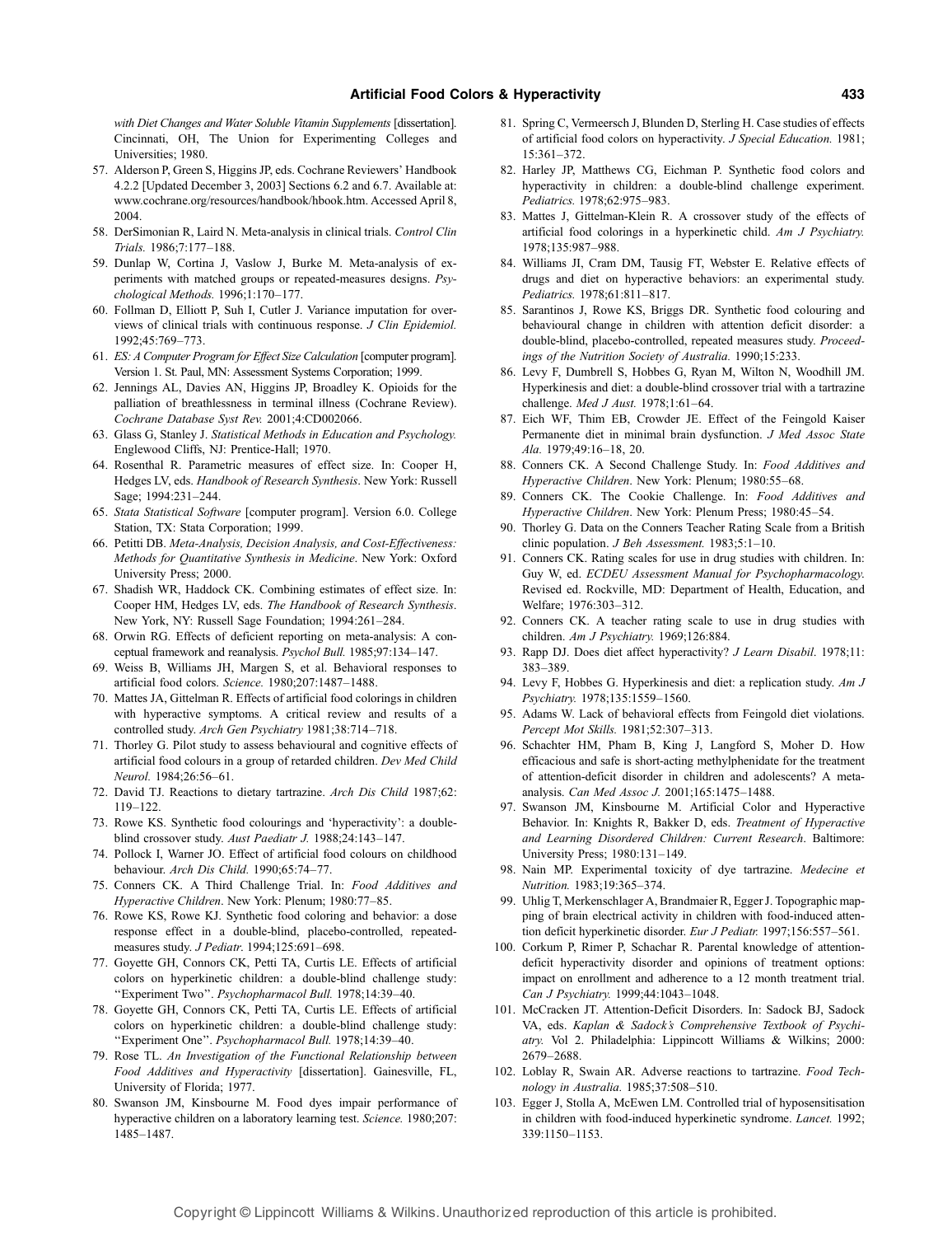*with Diet Changes and Water Soluble Vitamin Supplements* [dissertation]. Cincinnati, OH, The Union for Experimenting Colleges and Universities; 1980.

57. Alderson P, Green S, Higgins JP, eds. Cochrane Reviewers' Handbook 4.2.2 [Updated December 3, 2003] Sections 6.2 and 6.7. Available at: www.cochrane.org/resources/handbook/hbook.htm. Accessed April 8, 2004.
58. DerSimonian R, Laird N. Meta-analysis in clinical trials. *Control Clin Trials.* 1986;7:177–188.
59. Dunlap W, Cortina J, Vaslow J, Burke M. Meta-analysis of experiments with matched groups or repeated-measures designs. *Psychological Methods.* 1996;1:170–177.
60. Follman D, Elliott P, Suh I, Cutler J. Variance imputation for overviews of clinical trials with continuous response. *J Clin Epidemiol.* 1992;45:769–773.
61. *ES: A Computer Program for Effect Size Calculation* [computer program]. Version 1. St. Paul, MN: Assessment Systems Corporation; 1999.
62. Jennings AL, Davies AN, Higgins JP, Broadley K. Opioids for the palliation of breathlessness in terminal illness (Cochrane Review). *Cochrane Database Syst Rev.* 2001;4:CD002066.
63. Glass G, Stanley J. *Statistical Methods in Education and Psychology.* Englewood Cliffs, NJ: Prentice-Hall; 1970.
64. Rosenthal R. Parametric measures of effect size. In: Cooper H, Hedges LV, eds. *Handbook of Research Synthesis*. New York: Russell Sage; 1994:231–244.
65. *Stata Statistical Software* [computer program]. Version 6.0. College Station, TX: Stata Corporation; 1999.
66. Petitti DB. *Meta-Analysis, Decision Analysis, and Cost-Effectiveness: Methods for Quantitative Synthesis in Medicine*. New York: Oxford University Press; 2000.
67. Shadish WR, Haddock CK. Combining estimates of effect size. In: Cooper HM, Hedges LV, eds. *The Handbook of Research Synthesis*. New York, NY: Russell Sage Foundation; 1994:261–284.
68. Orwin RG. Effects of deficient reporting on meta-analysis: A conceptual framework and reanalysis. *Psychol Bull.* 1985;97:134–147.
69. Weiss B, Williams JH, Margen S, et al. Behavioral responses to artificial food colors. *Science.* 1980;207:1487–1488.
70. Mattes JA, Gittelman R. Effects of artificial food colorings in children with hyperactive symptoms. A critical review and results of a controlled study. *Arch Gen Psychiatry* 1981;38:714–718.
71. Thorley G. Pilot study to assess behavioural and cognitive effects of artificial food colours in a group of retarded children. *Dev Med Child Neurol.* 1984;26:56–61.
72. David TJ. Reactions to dietary tartrazine. *Arch Dis Child* 1987;62: 119–122.
73. Rowe KS. Synthetic food colourings and 'hyperactivity': a double-blind crossover study. *Aust Paediatr J.* 1988;24:143–147.
74. Pollock I, Warner JO. Effect of artificial food colours on childhood behaviour. *Arch Dis Child.* 1990;65:74–77.
75. Conners CK. A Third Challenge Trial. In: *Food Additives and Hyperactive Children*. New York: Plenum; 1980:77–85.
76. Rowe KS, Rowe KJ. Synthetic food coloring and behavior: a dose response effect in a double-blind, placebo-controlled, repeated-measures study. *J Pediatr.* 1994;125:691–698.
77. Goyette GH, Connors CK, Petti TA, Curtis LE. Effects of artificial colors on hyperkinetic children: a double-blind challenge study: "Experiment Two". *Psychopharmacol Bull.* 1978;14:39–40.
78. Goyette GH, Connors CK, Petti TA, Curtis LE. Effects of artificial colors on hyperkinetic children: a double-blind challenge study: "Experiment One". *Psychopharmacol Bull.* 1978;14:39–40.
79. Rose TL. *An Investigation of the Functional Relationship between Food Additives and Hyperactivity* [dissertation]. Gainesville, FL, University of Florida; 1977.
80. Swanson JM, Kinsbourne M. Food dyes impair performance of hyperactive children on a laboratory learning test. *Science.* 1980;207: 1485–1487.
81. Spring C, Vermeersch J, Blunden D, Sterling H. Case studies of effects of artificial food colors on hyperactivity. *J Special Education.* 1981; 15:361–372.
82. Harley JP, Matthews CG, Eichman P. Synthetic food colors and hyperactivity in children: a double-blind challenge experiment. *Pediatrics.* 1978;62:975–983.
83. Mattes J, Gittelman-Klein R. A crossover study of the effects of artificial food colorings in a hyperkinetic child. *Am J Psychiatry.* 1978;135:987–988.
84. Williams JI, Cram DM, Tausig FT, Webster E. Relative effects of drugs and diet on hyperactive behaviors: an experimental study. *Pediatrics.* 1978;61:811–817.
85. Sarantinos J, Rowe KS, Briggs DR. Synthetic food colouring and behavioural change in children with attention deficit disorder: a double-blind, placebo-controlled, repeated measures study. *Proceedings of the Nutrition Society of Australia.* 1990;15:233.
86. Levy F, Dumbrell S, Hobbes G, Ryan M, Wilton N, Woodhill JM. Hyperkinesis and diet: a double-blind crossover trial with a tartrazine challenge. *Med J Aust.* 1978;1:61–64.
87. Eich WF, Thim EB, Crowder JE. Effect of the Feingold Kaiser Permanente diet in minimal brain dysfunction. *J Med Assoc State Ala.* 1979;49:16–18, 20.
88. Conners CK. A Second Challenge Study. In: *Food Additives and Hyperactive Children*. New York: Plenum; 1980:55–68.
89. Conners CK. The Cookie Challenge. In: *Food Additives and Hyperactive Children*. New York: Plenum Press; 1980:45–54.
90. Thorley G. Data on the Conners Teacher Rating Scale from a British clinic population. *J Beh Assessment.* 1983;5:1–10.
91. Conners CK. Rating scales for use in drug studies with children. In: Guy W, ed. *ECDEU Assessment Manual for Psychopharmacology.* Revised ed. Rockville, MD: Department of Health, Education, and Welfare; 1976:303–312.
92. Conners CK. A teacher rating scale to use in drug studies with children. *Am J Psychiatry.* 1969;126:884.
93. Rapp DJ. Does diet affect hyperactivity? *J Learn Disabil.* 1978;11: 383–389.
94. Levy F, Hobbes G. Hyperkinesis and diet: a replication study. *Am J Psychiatry.* 1978;135:1559–1560.
95. Adams W. Lack of behavioral effects from Feingold diet violations. *Percept Mot Skills.* 1981;52:307–313.
96. Schachter HM, Pham B, King J, Langford S, Moher D. How efficacious and safe is short-acting methylphenidate for the treatment of attention-deficit disorder in children and adolescents? A meta-analysis. *Can Med Assoc J.* 2001;165:1475–1488.
97. Swanson JM, Kinsbourne M. Artificial Color and Hyperactive Behavior. In: Knights R, Bakker D, eds. *Treatment of Hyperactive and Learning Disordered Children: Current Research*. Baltimore: University Press; 1980:131–149.
98. Nain MP. Experimental toxicity of dye tartrazine. *Medecine et Nutrition.* 1983;19:365–374.
99. Uhlig T, Merkenschlager A, Brandmaier R, Egger J. Topographic mapping of brain electrical activity in children with food-induced attention deficit hyperkinetic disorder. *Eur J Pediatr.* 1997;156:557–561.
100. Corkum P, Rimer P, Schachar R. Parental knowledge of attention-deficit hyperactivity disorder and opinions of treatment options: impact on enrollment and adherence to a 12 month treatment trial. *Can J Psychiatry.* 1999;44:1043–1048.
101. McCracken JT. Attention-Deficit Disorders. In: Sadock BJ, Sadock VA, eds. *Kaplan & Sadock's Comprehensive Textbook of Psychiatry.* Vol 2. Philadelphia: Lippincott Williams & Wilkins; 2000: 2679–2688.
102. Loblay R, Swain AR. Adverse reactions to tartrazine. *Food Technology in Australia.* 1985;37:508–510.
103. Egger J, Stolla A, McEwen LM. Controlled trial of hyposensitisation in children with food-induced hyperkinetic syndrome. *Lancet.* 1992; 339:1150–1153.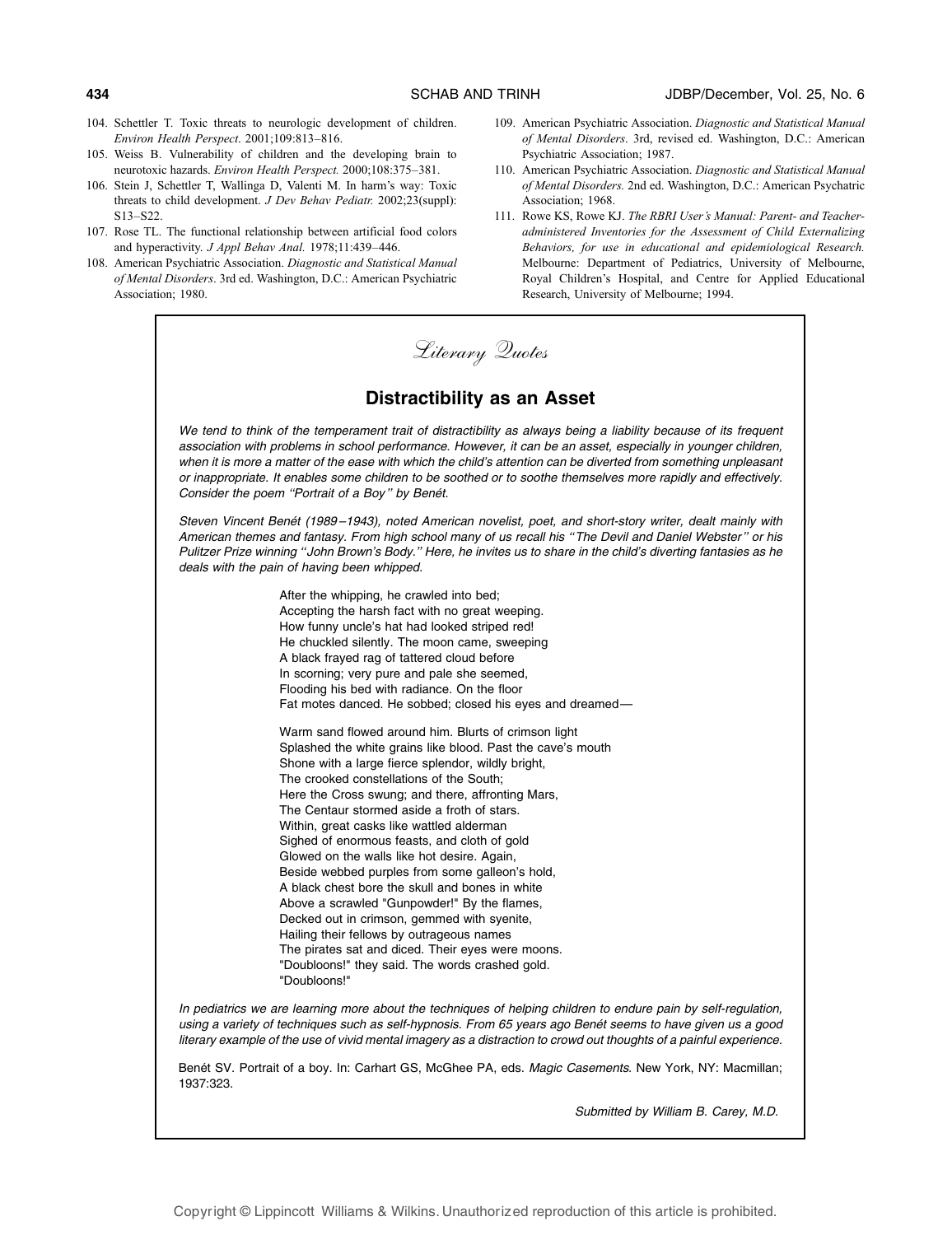104. Schettler T. Toxic threats to neurologic development of children. *Environ Health Perspect*. 2001;109:813–816.
105. Weiss B. Vulnerability of children and the developing brain to neurotoxic hazards. *Environ Health Perspect.* 2000;108:375–381.
106. Stein J, Schettler T, Wallinga D, Valenti M. In harm's way: Toxic threats to child development. *J Dev Behav Pediatr.* 2002;23(suppl): S13–S22.
107. Rose TL. The functional relationship between artificial food colors and hyperactivity. *J Appl Behav Anal.* 1978;11:439–446.
108. American Psychiatric Association. *Diagnostic and Statistical Manual of Mental Disorders*. 3rd ed. Washington, D.C.: American Psychiatric Association; 1980.
109. American Psychiatric Association. *Diagnostic and Statistical Manual of Mental Disorders*. 3rd, revised ed. Washington, D.C.: American Psychiatric Association; 1987.
110. American Psychiatric Association. *Diagnostic and Statistical Manual of Mental Disorders.* 2nd ed. Washington, D.C.: American Psychatric Association; 1968.
111. Rowe KS, Rowe KJ. *The RBRI User's Manual: Parent- and Teacher-administered Inventories for the Assessment of Child Externalizing Behaviors, for use in educational and epidemiological Research.* Melbourne: Department of Pediatrics, University of Melbourne, Royal Children's Hospital, and Centre for Applied Educational Research, University of Melbourne; 1994.

*Literary Quotes*

## Distractibility as an Asset

*We tend to think of the temperament trait of distractibility as always being a liability because of its frequent association with problems in school performance. However, it can be an asset, especially in younger children, when it is more a matter of the ease with which the child's attention can be diverted from something unpleasant or inappropriate. It enables some children to be soothed or to soothe themselves more rapidly and effectively. Consider the poem ''Portrait of a Boy'' by Benét.*

*Steven Vincent Benét (1989–1943), noted American novelist, poet, and short-story writer, dealt mainly with American themes and fantasy. From high school many of us recall his ''The Devil and Daniel Webster'' or his Pulitzer Prize winning ''John Brown's Body.'' Here, he invites us to share in the child's diverting fantasies as he deals with the pain of having been whipped.*

After the whipping, he crawled into bed;
Accepting the harsh fact with no great weeping.
How funny uncle's hat had looked striped red!
He chuckled silently. The moon came, sweeping
A black frayed rag of tattered cloud before
In scorning; very pure and pale she seemed,
Flooding his bed with radiance. On the floor
Fat motes danced. He sobbed; closed his eyes and dreamed—

Warm sand flowed around him. Blurts of crimson light
Splashed the white grains like blood. Past the cave's mouth
Shone with a large fierce splendor, wildly bright,
The crooked constellations of the South;
Here the Cross swung; and there, affronting Mars,
The Centaur stormed aside a froth of stars.
Within, great casks like wattled alderman
Sighed of enormous feasts, and cloth of gold
Glowed on the walls like hot desire. Again,
Beside webbed purples from some galleon's hold,
A black chest bore the skull and bones in white
Above a scrawled "Gunpowder!" By the flames,
Decked out in crimson, gemmed with syenite,
Hailing their fellows by outrageous names
The pirates sat and diced. Their eyes were moons.
"Doubloons!" they said. The words crashed gold.
"Doubloons!"

*In pediatrics we are learning more about the techniques of helping children to endure pain by self-regulation, using a variety of techniques such as self-hypnosis. From 65 years ago Benét seems to have given us a good literary example of the use of vivid mental imagery as a distraction to crowd out thoughts of a painful experience.*

Benét SV. Portrait of a boy. In: Carhart GS, McGhee PA, eds. *Magic Casements*. New York, NY: Macmillan; 1937:323.

*Submitted by William B. Carey, M.D.*

Copyright © Lippincott Williams & Wilkins. Unauthorized reproduction of this article is prohibited.